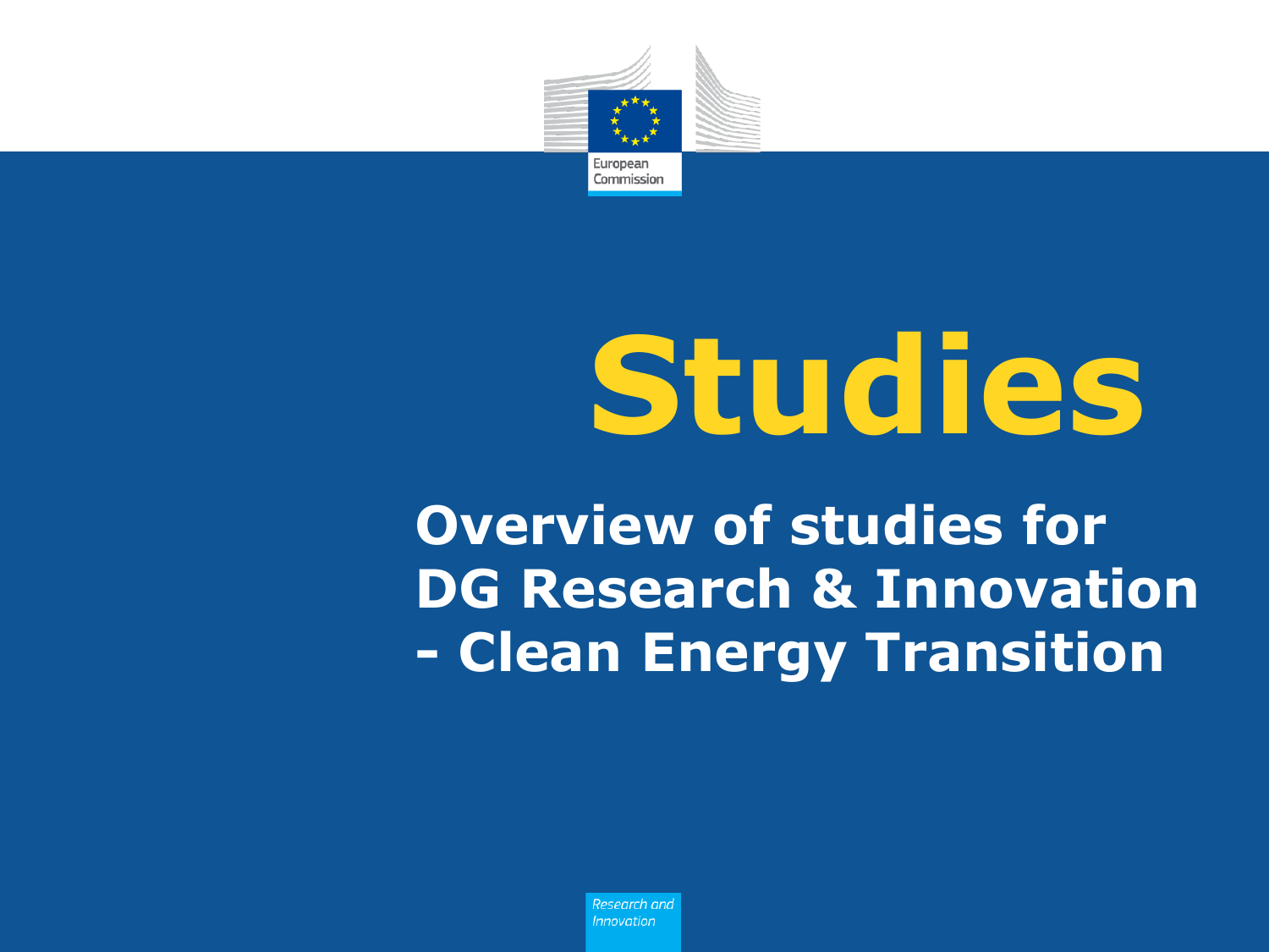European Commission

# Studies

## Overview of studies for DG Research & Innovation - Clean Energy Transition

Research and Innovation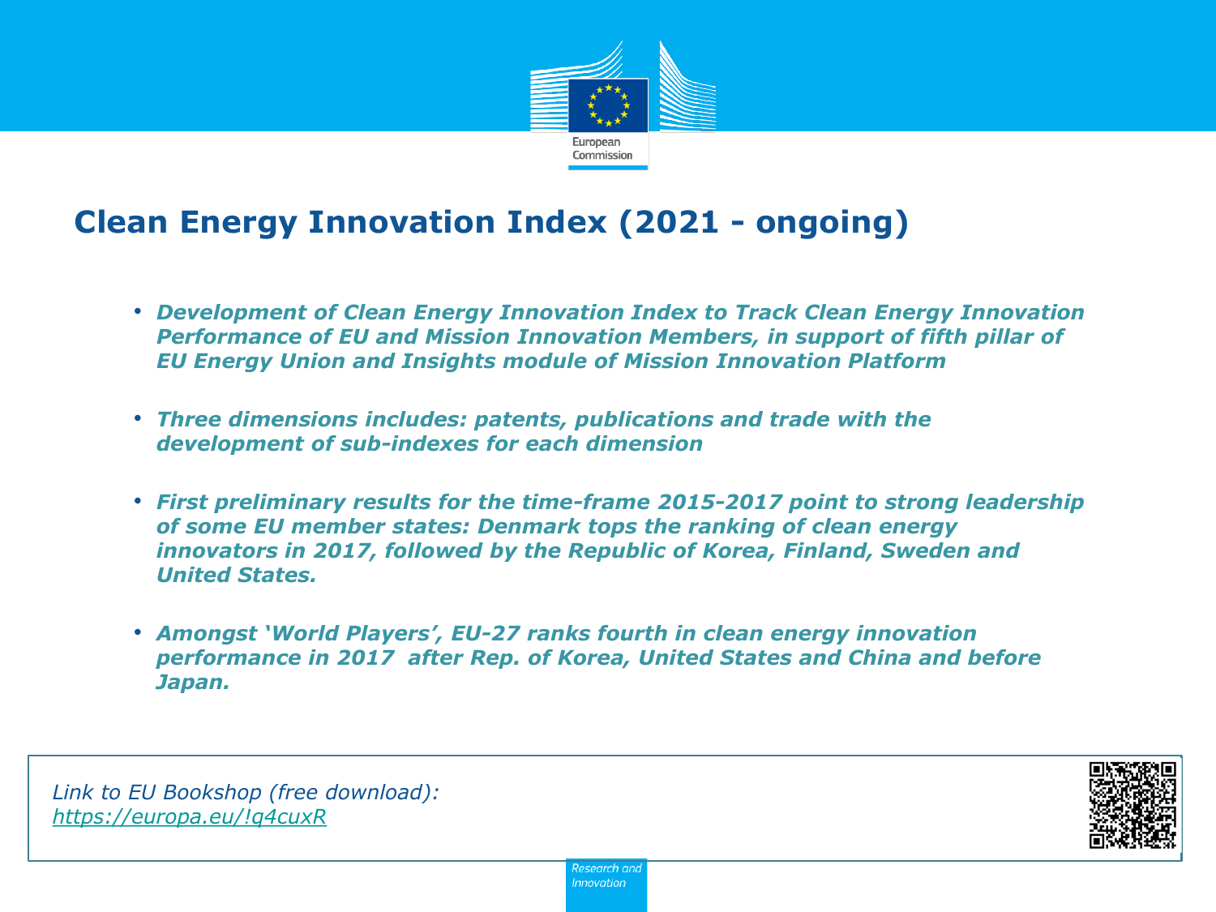## Clean Energy Innovation Index (2021 - ongoing)

- ***Development of Clean Energy Innovation Index to Track Clean Energy Innovation Performance of EU and Mission Innovation Members, in support of fifth pillar of EU Energy Union and Insights module of Mission Innovation Platform***

- ***Three dimensions includes: patents, publications and trade with the development of sub-indexes for each dimension***

- ***First preliminary results for the time-frame 2015-2017 point to strong leadership of some EU member states: Denmark tops the ranking of clean energy innovators in 2017, followed by the Republic of Korea, Finland, Sweden and United States.***

- ***Amongst 'World Players', EU-27 ranks fourth in clean energy innovation performance in 2017 after Rep. of Korea, United States and China and before Japan.***

*Link to EU Bookshop (free download):*
*https://europa.eu/!q4cuxR*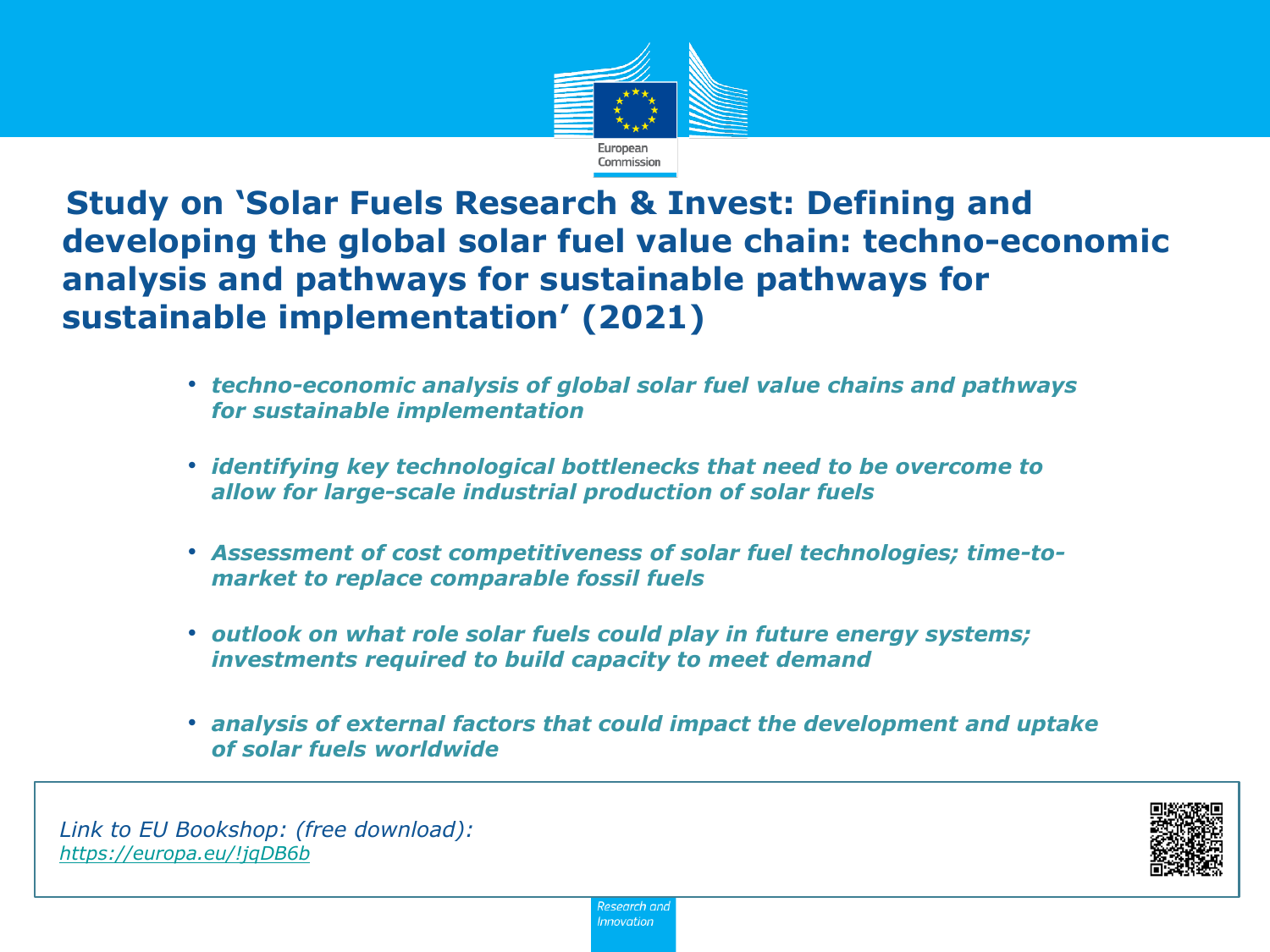# Study on 'Solar Fuels Research & Invest: Defining and developing the global solar fuel value chain: techno-economic analysis and pathways for sustainable pathways for sustainable implementation' (2021)

- *techno-economic analysis of global solar fuel value chains and pathways for sustainable implementation*
- *identifying key technological bottlenecks that need to be overcome to allow for large-scale industrial production of solar fuels*
- *Assessment of cost competitiveness of solar fuel technologies; time-to-market to replace comparable fossil fuels*
- *outlook on what role solar fuels could play in future energy systems; investments required to build capacity to meet demand*
- *analysis of external factors that could impact the development and uptake of solar fuels worldwide*

*Link to EU Bookshop: (free download):*
*https://europa.eu/!jqDB6b*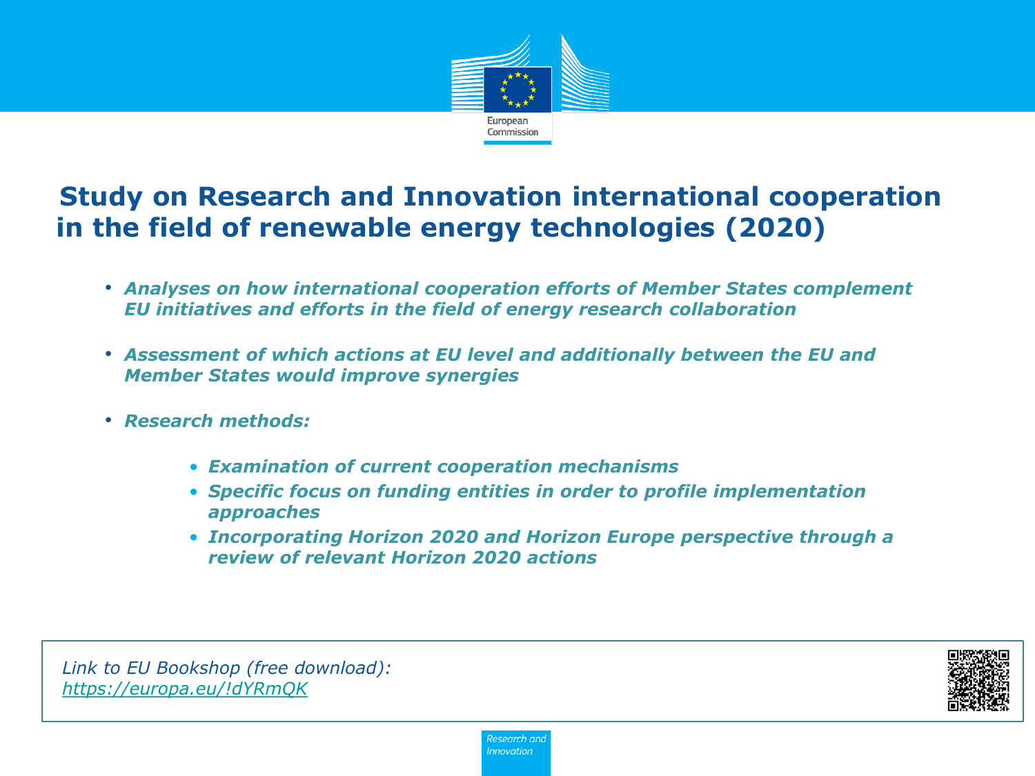# Study on Research and Innovation international cooperation in the field of renewable energy technologies (2020)

- *Analyses on how international cooperation efforts of Member States complement EU initiatives and efforts in the field of energy research collaboration*
- *Assessment of which actions at EU level and additionally between the EU and Member States would improve synergies*
- *Research methods:*
  - *Examination of current cooperation mechanisms*
  - *Specific focus on funding entities in order to profile implementation approaches*
  - *Incorporating Horizon 2020 and Horizon Europe perspective through a review of relevant Horizon 2020 actions*

*Link to EU Bookshop (free download):*
*https://europa.eu/!dYRmQK*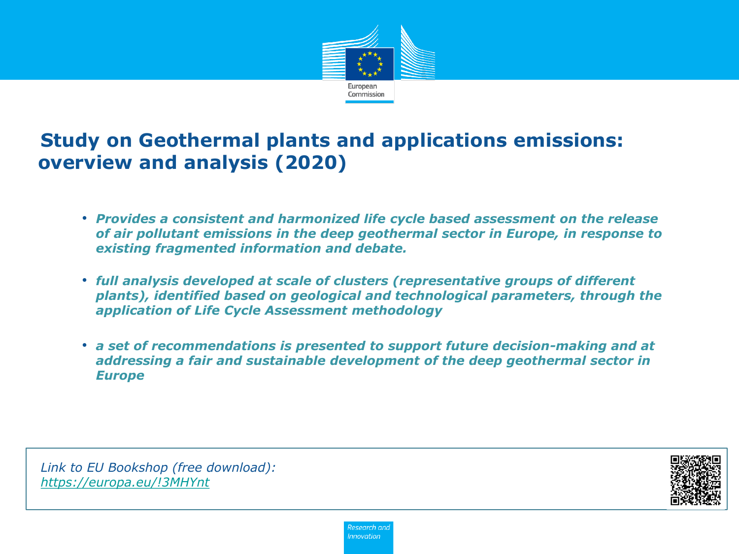# Study on Geothermal plants and applications emissions: overview and analysis (2020)

- ***Provides a consistent and harmonized life cycle based assessment on the release of air pollutant emissions in the deep geothermal sector in Europe, in response to existing fragmented information and debate.***
- ***full analysis developed at scale of clusters (representative groups of different plants), identified based on geological and technological parameters, through the application of Life Cycle Assessment methodology***
- ***a set of recommendations is presented to support future decision-making and at addressing a fair and sustainable development of the deep geothermal sector in Europe***

*Link to EU Bookshop (free download):*
*https://europa.eu/!3MHYnt*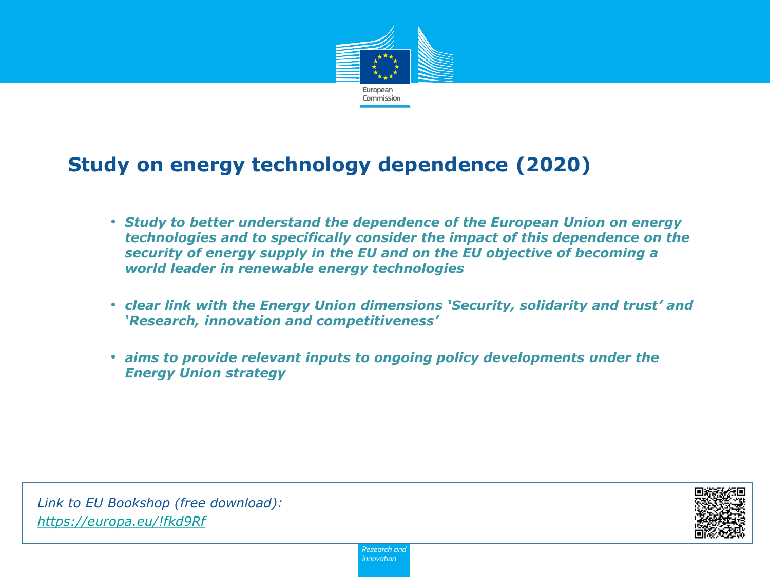## Study on energy technology dependence (2020)

- ***Study to better understand the dependence of the European Union on energy technologies and to specifically consider the impact of this dependence on the security of energy supply in the EU and on the EU objective of becoming a world leader in renewable energy technologies***
- ***clear link with the Energy Union dimensions 'Security, solidarity and trust' and 'Research, innovation and competitiveness'***
- ***aims to provide relevant inputs to ongoing policy developments under the Energy Union strategy***

*Link to EU Bookshop (free download):*
*[https://europa.eu/!fkd9Rf](https://europa.eu/!fkd9Rf)*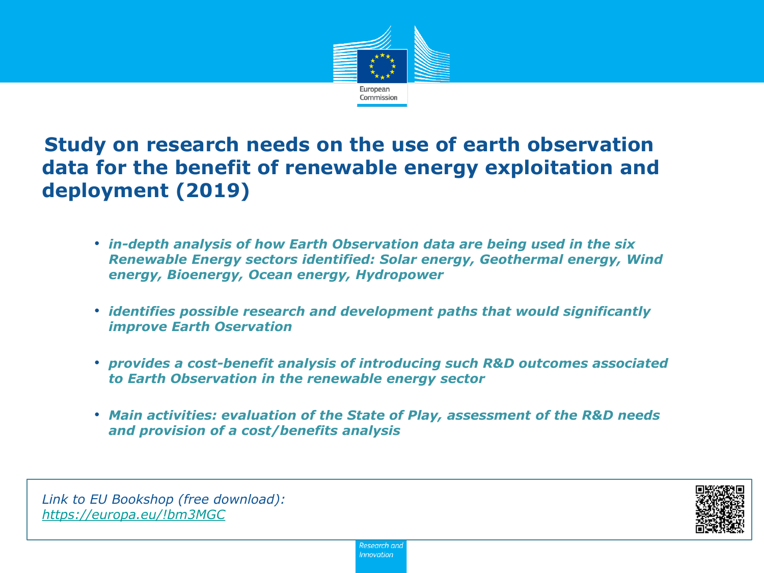# Study on research needs on the use of earth observation data for the benefit of renewable energy exploitation and deployment (2019)

- *in-depth analysis of how Earth Observation data are being used in the six Renewable Energy sectors identified: Solar energy, Geothermal energy, Wind energy, Bioenergy, Ocean energy, Hydropower*
- *identifies possible research and development paths that would significantly improve Earth Oservation*
- *provides a cost-benefit analysis of introducing such R&D outcomes associated to Earth Observation in the renewable energy sector*
- *Main activities: evaluation of the State of Play, assessment of the R&D needs and provision of a cost/benefits analysis*

*Link to EU Bookshop (free download):*
*https://europa.eu/!bm3MGC*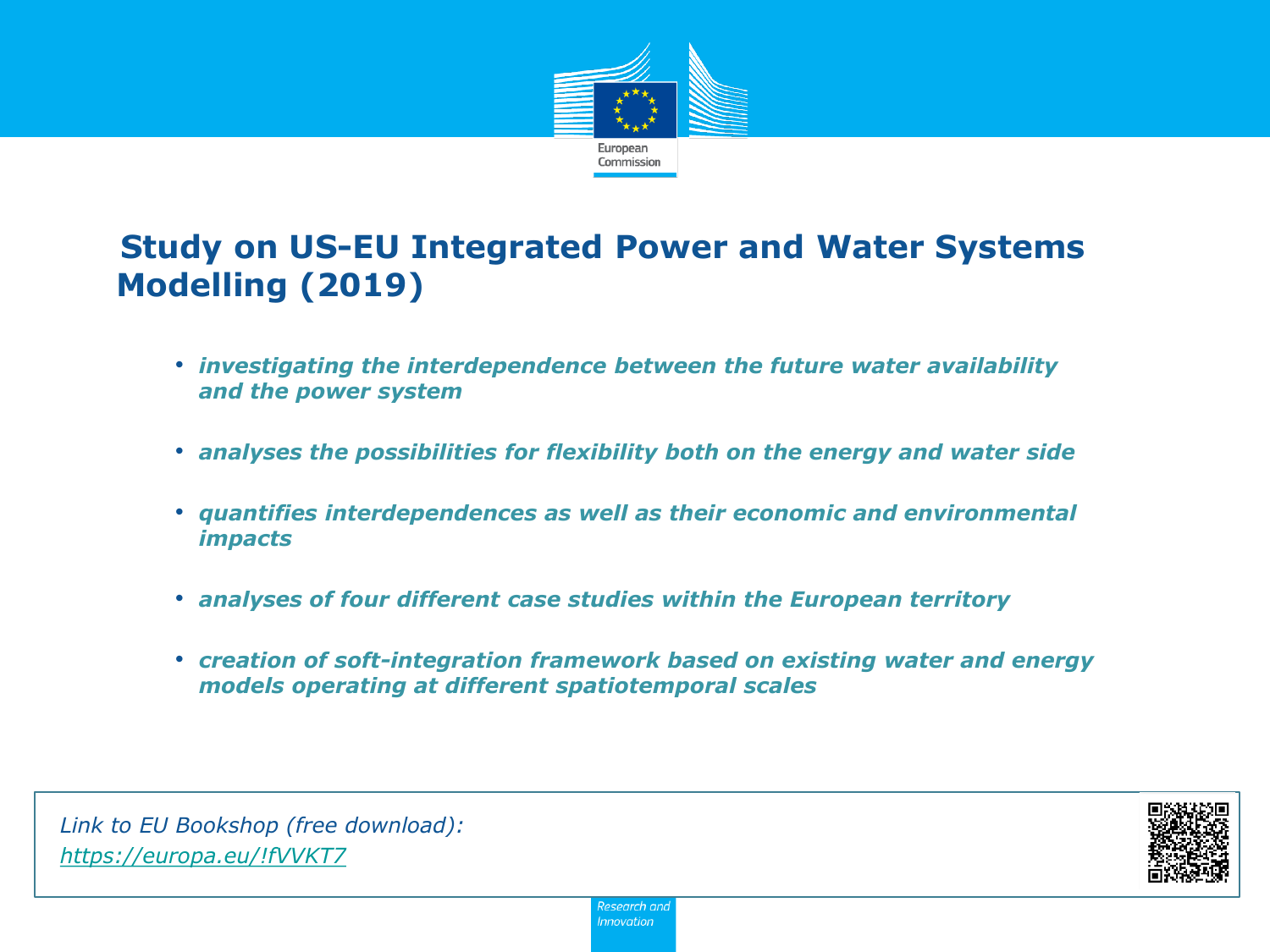# Study on US-EU Integrated Power and Water Systems Modelling (2019)

- *investigating the interdependence between the future water availability and the power system*
- *analyses the possibilities for flexibility both on the energy and water side*
- *quantifies interdependences as well as their economic and environmental impacts*
- *analyses of four different case studies within the European territory*
- *creation of soft-integration framework based on existing water and energy models operating at different spatiotemporal scales*

*Link to EU Bookshop (free download):*
*https://europa.eu/!fVVKT7*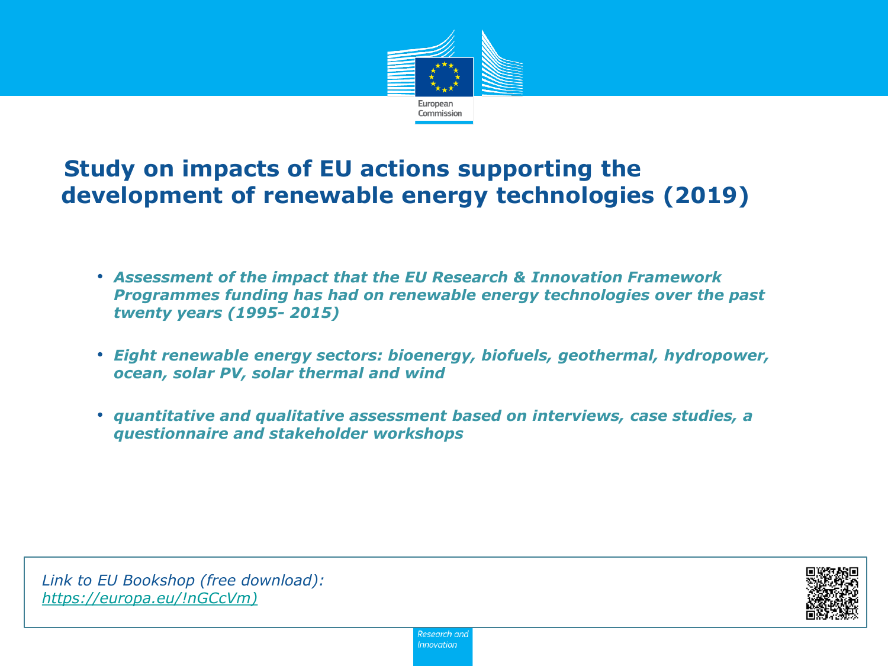# Study on impacts of EU actions supporting the development of renewable energy technologies (2019)

- *Assessment of the impact that the EU Research & Innovation Framework Programmes funding has had on renewable energy technologies over the past twenty years (1995- 2015)*
- *Eight renewable energy sectors: bioenergy, biofuels, geothermal, hydropower, ocean, solar PV, solar thermal and wind*
- *quantitative and qualitative assessment based on interviews, case studies, a questionnaire and stakeholder workshops*

*Link to EU Bookshop (free download):*
*https://europa.eu/!nGCcVm)*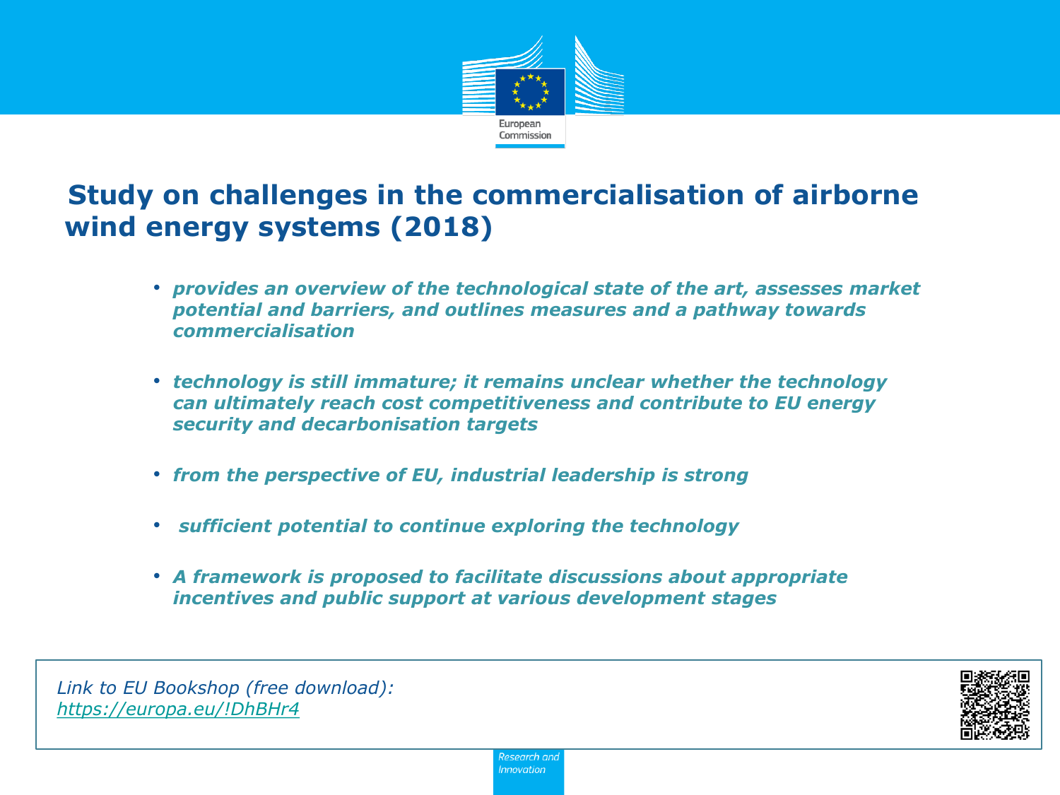# Study on challenges in the commercialisation of airborne wind energy systems (2018)

- *provides an overview of the technological state of the art, assesses market potential and barriers, and outlines measures and a pathway towards commercialisation*
- *technology is still immature; it remains unclear whether the technology can ultimately reach cost competitiveness and contribute to EU energy security and decarbonisation targets*
- *from the perspective of EU, industrial leadership is strong*
- *sufficient potential to continue exploring the technology*
- *A framework is proposed to facilitate discussions about appropriate incentives and public support at various development stages*

*Link to EU Bookshop (free download):*
*https://europa.eu/!DhBHr4*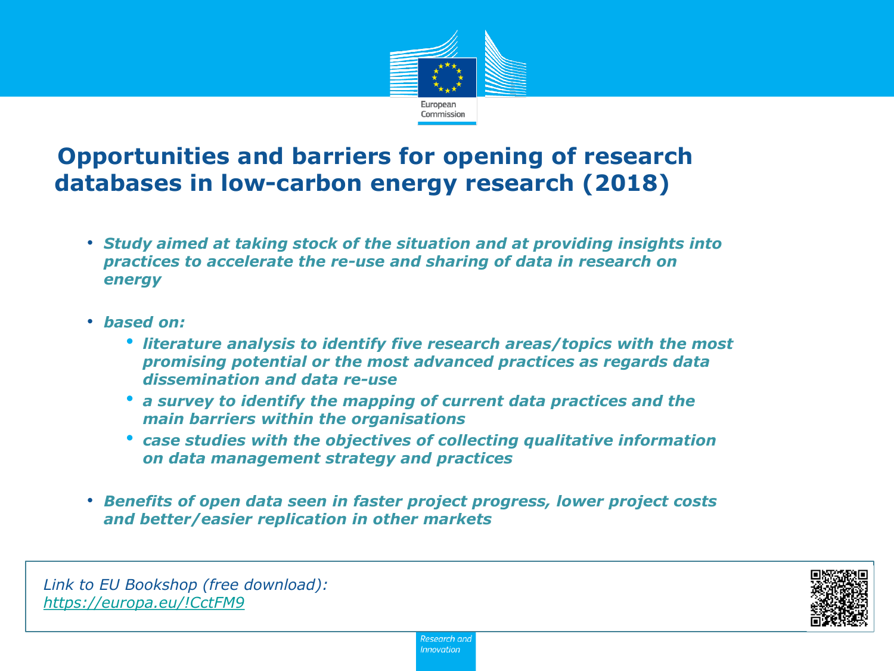# Opportunities and barriers for opening of research databases in low-carbon energy research (2018)

- ***Study aimed at taking stock of the situation and at providing insights into practices to accelerate the re-use and sharing of data in research on energy***
- ***based on:***
  - ***literature analysis to identify five research areas/topics with the most promising potential or the most advanced practices as regards data dissemination and data re-use***
  - ***a survey to identify the mapping of current data practices and the main barriers within the organisations***
  - ***case studies with the objectives of collecting qualitative information on data management strategy and practices***
- ***Benefits of open data seen in faster project progress, lower project costs and better/easier replication in other markets***

*Link to EU Bookshop (free download):*
*https://europa.eu/!CctFM9*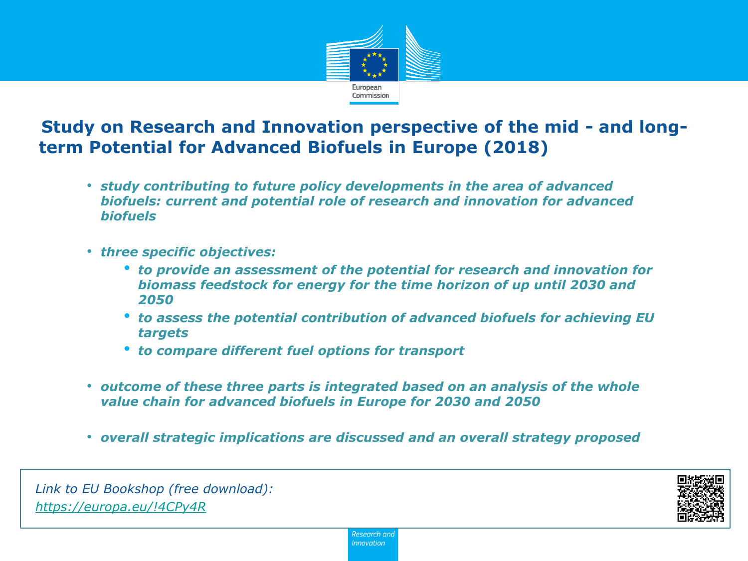## Study on Research and Innovation perspective of the mid - and long-term Potential for Advanced Biofuels in Europe (2018)

- ***study contributing to future policy developments in the area of advanced biofuels: current and potential role of research and innovation for advanced biofuels***
- ***three specific objectives:***
  - ***to provide an assessment of the potential for research and innovation for biomass feedstock for energy for the time horizon of up until 2030 and 2050***
  - ***to assess the potential contribution of advanced biofuels for achieving EU targets***
  - ***to compare different fuel options for transport***
- ***outcome of these three parts is integrated based on an analysis of the whole value chain for advanced biofuels in Europe for 2030 and 2050***
- ***overall strategic implications are discussed and an overall strategy proposed***

*Link to EU Bookshop (free download):*
*https://europa.eu/!4CPy4R*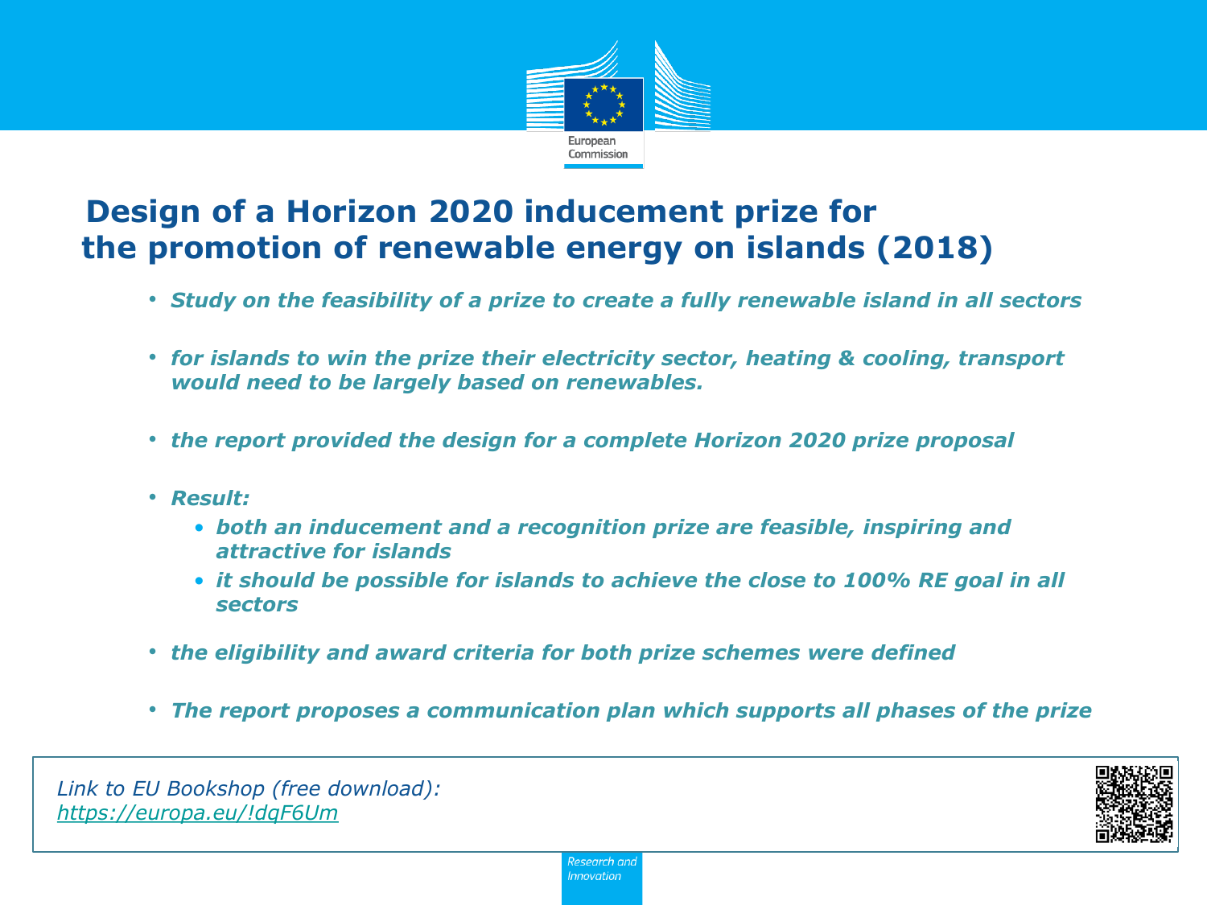# Design of a Horizon 2020 inducement prize for the promotion of renewable energy on islands (2018)

- ***Study on the feasibility of a prize to create a fully renewable island in all sectors***
- ***for islands to win the prize their electricity sector, heating & cooling, transport would need to be largely based on renewables.***
- ***the report provided the design for a complete Horizon 2020 prize proposal***
- ***Result:***
  - ***both an inducement and a recognition prize are feasible, inspiring and attractive for islands***
  - ***it should be possible for islands to achieve the close to 100% RE goal in all sectors***
- ***the eligibility and award criteria for both prize schemes were defined***
- ***The report proposes a communication plan which supports all phases of the prize***

*Link to EU Bookshop (free download):*
*[https://europa.eu/!dqF6Um](https://europa.eu/!dqF6Um)*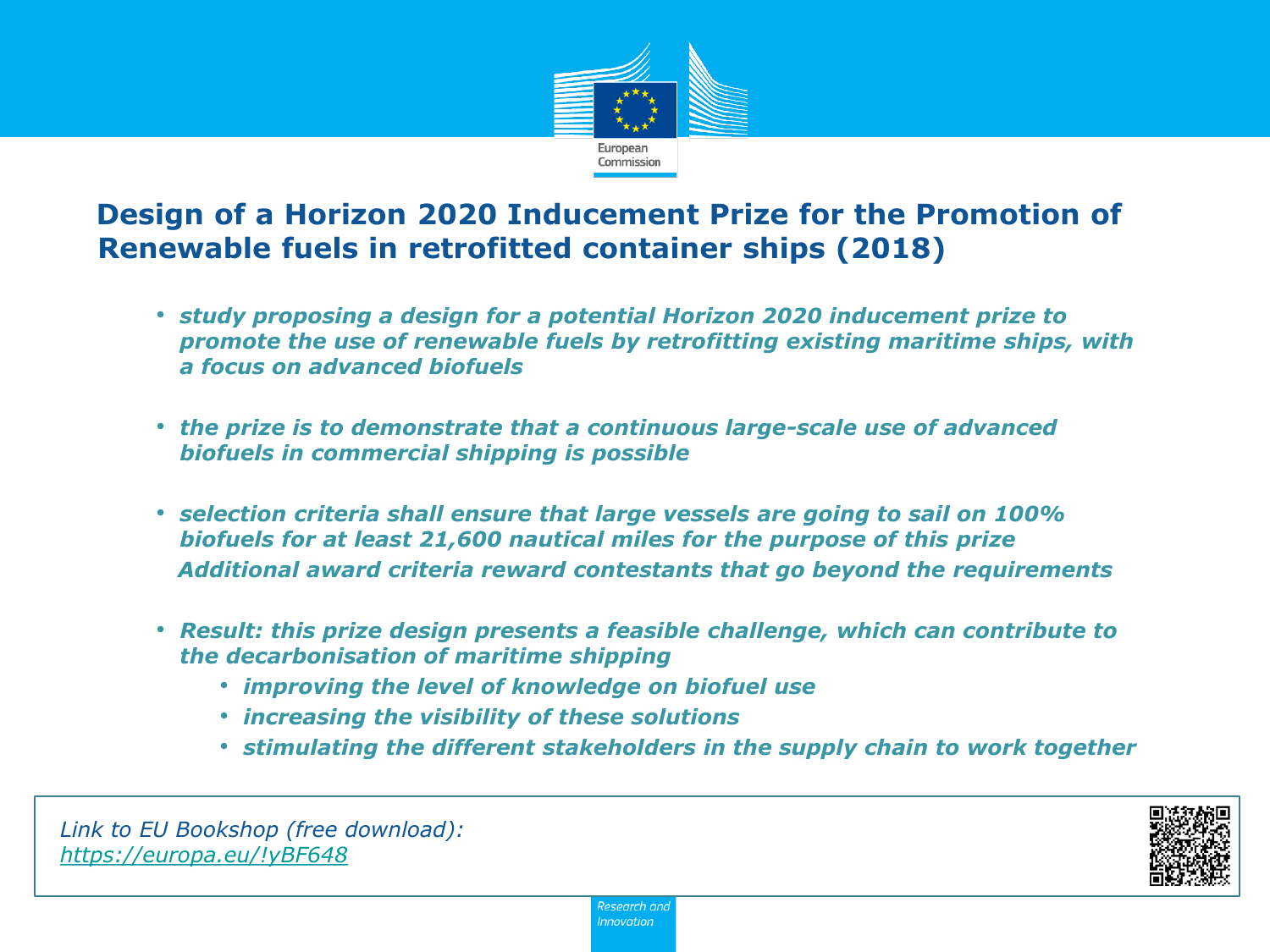## Design of a Horizon 2020 Inducement Prize for the Promotion of Renewable fuels in retrofitted container ships (2018)

- ***study proposing a design for a potential Horizon 2020 inducement prize to promote the use of renewable fuels by retrofitting existing maritime ships, with a focus on advanced biofuels***

- ***the prize is to demonstrate that a continuous large-scale use of advanced biofuels in commercial shipping is possible***

- ***selection criteria shall ensure that large vessels are going to sail on 100% biofuels for at least 21,600 nautical miles for the purpose of this prize***
  ***Additional award criteria reward contestants that go beyond the requirements***

- ***Result: this prize design presents a feasible challenge, which can contribute to the decarbonisation of maritime shipping***
  - ***improving the level of knowledge on biofuel use***
  - ***increasing the visibility of these solutions***
  - ***stimulating the different stakeholders in the supply chain to work together***

*Link to EU Bookshop (free download):*
*https://europa.eu/!yBF648*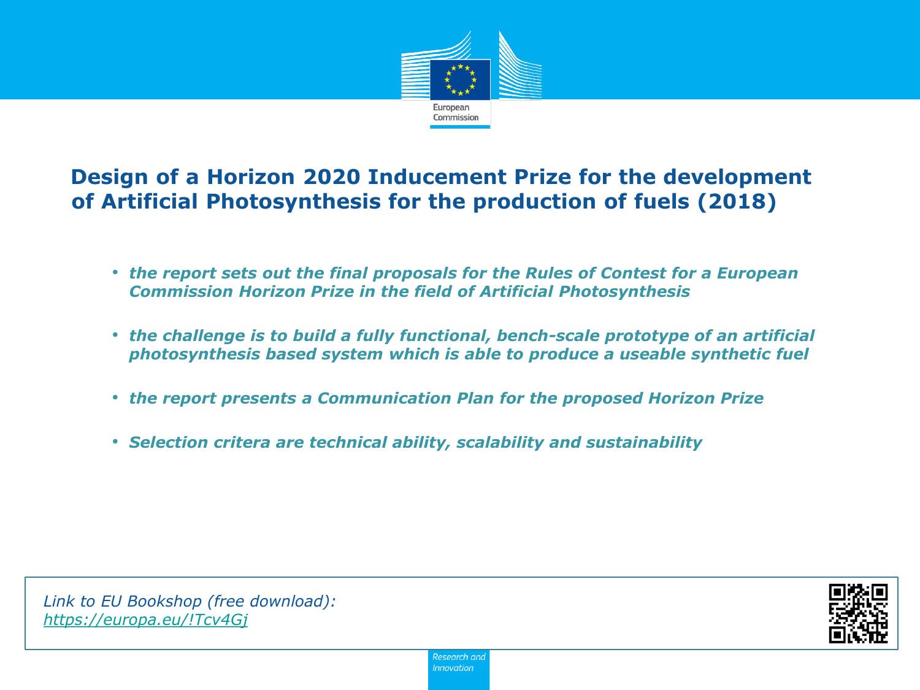# Design of a Horizon 2020 Inducement Prize for the development of Artificial Photosynthesis for the production of fuels (2018)

- *the report sets out the final proposals for the Rules of Contest for a European Commission Horizon Prize in the field of Artificial Photosynthesis*
- *the challenge is to build a fully functional, bench-scale prototype of an artificial photosynthesis based system which is able to produce a useable synthetic fuel*
- *the report presents a Communication Plan for the proposed Horizon Prize*
- *Selection critera are technical ability, scalability and sustainability*

*Link to EU Bookshop (free download):*
*https://europa.eu/!Tcv4Gj*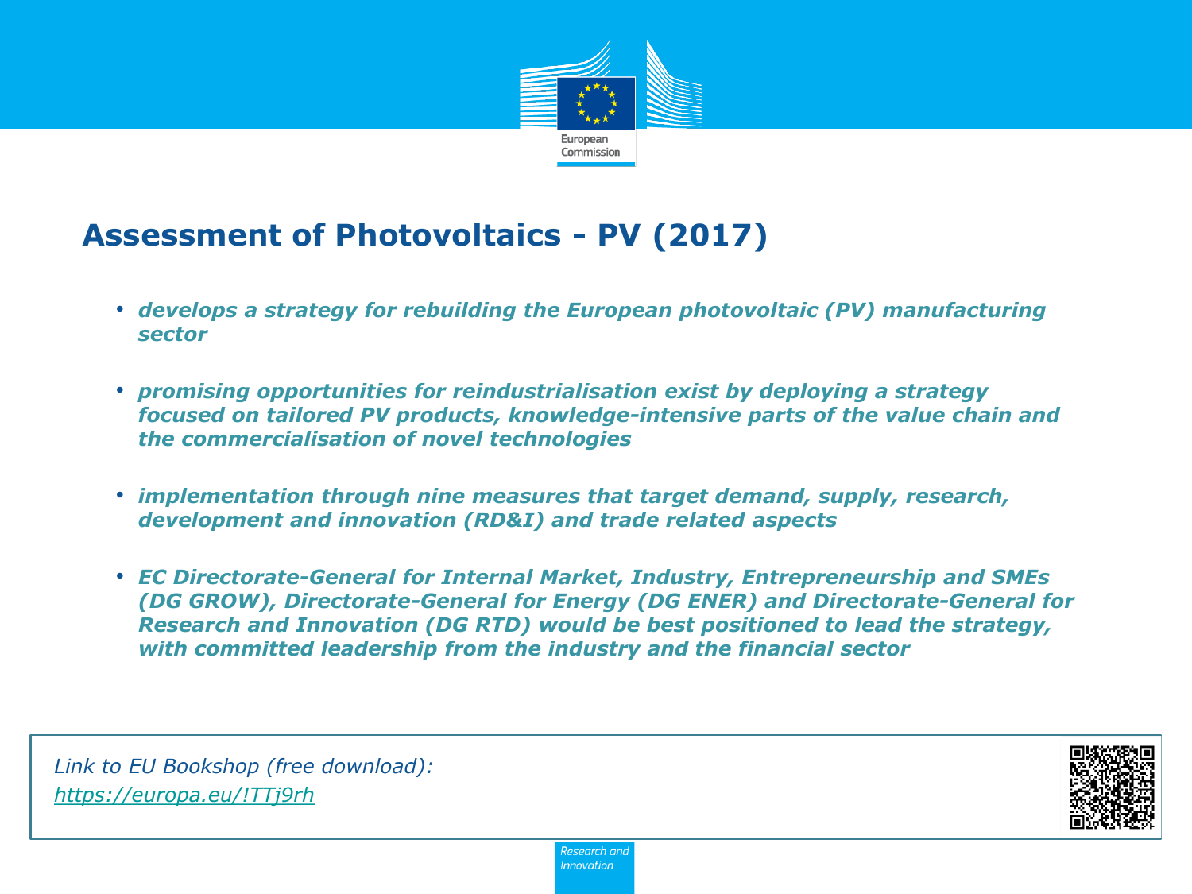## Assessment of Photovoltaics - PV (2017)

- ***develops a strategy for rebuilding the European photovoltaic (PV) manufacturing sector***
- ***promising opportunities for reindustrialisation exist by deploying a strategy focused on tailored PV products, knowledge-intensive parts of the value chain and the commercialisation of novel technologies***
- ***implementation through nine measures that target demand, supply, research, development and innovation (RD&I) and trade related aspects***
- ***EC Directorate-General for Internal Market, Industry, Entrepreneurship and SMEs (DG GROW), Directorate-General for Energy (DG ENER) and Directorate-General for Research and Innovation (DG RTD) would be best positioned to lead the strategy, with committed leadership from the industry and the financial sector***

*Link to EU Bookshop (free download):*
*https://europa.eu/!TTj9rh*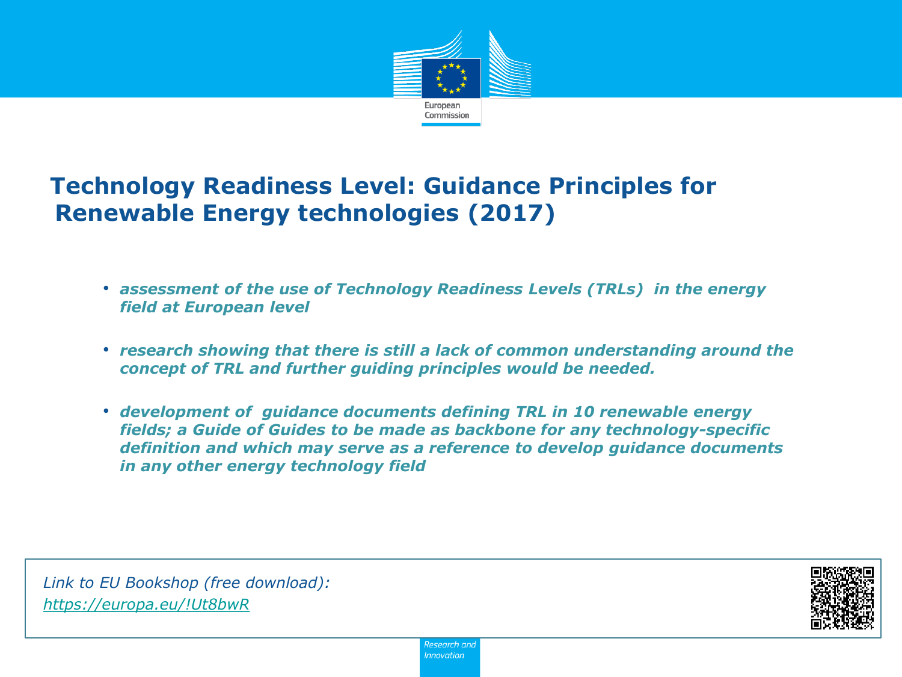# Technology Readiness Level: Guidance Principles for Renewable Energy technologies (2017)

- *assessment of the use of Technology Readiness Levels (TRLs) in the energy field at European level*
- *research showing that there is still a lack of common understanding around the concept of TRL and further guiding principles would be needed.*
- *development of guidance documents defining TRL in 10 renewable energy fields; a Guide of Guides to be made as backbone for any technology-specific definition and which may serve as a reference to develop guidance documents in any other energy technology field*

*Link to EU Bookshop (free download):*
*https://europa.eu/!Ut8bwR*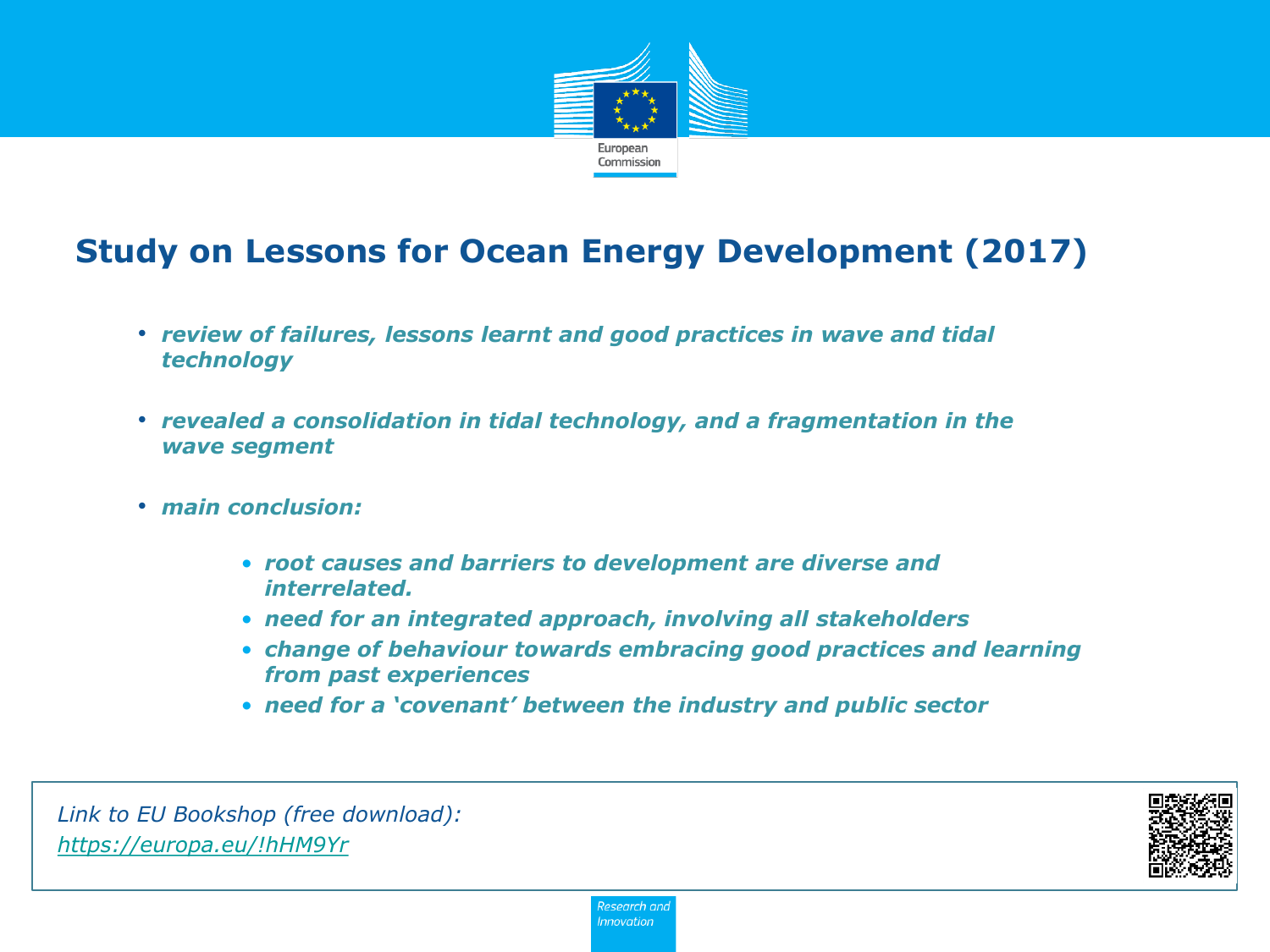# Study on Lessons for Ocean Energy Development (2017)

- *review of failures, lessons learnt and good practices in wave and tidal technology*
- *revealed a consolidation in tidal technology, and a fragmentation in the wave segment*
- *main conclusion:*
  - *root causes and barriers to development are diverse and interrelated.*
  - *need for an integrated approach, involving all stakeholders*
  - *change of behaviour towards embracing good practices and learning from past experiences*
  - *need for a 'covenant' between the industry and public sector*

*Link to EU Bookshop (free download):*
*https://europa.eu/!hHM9Yr*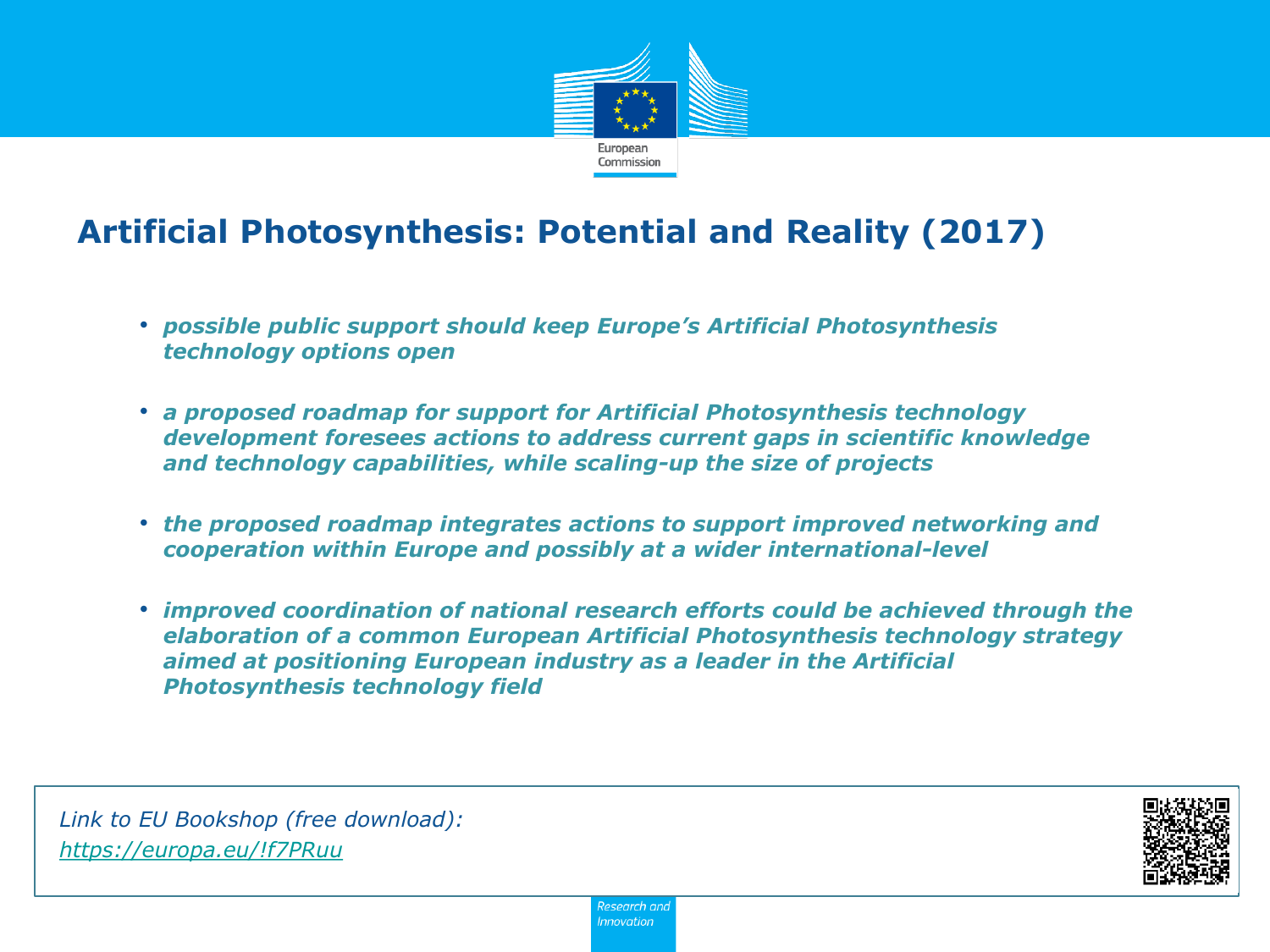## Artificial Photosynthesis: Potential and Reality (2017)

- ***possible public support should keep Europe's Artificial Photosynthesis technology options open***
- ***a proposed roadmap for support for Artificial Photosynthesis technology development foresees actions to address current gaps in scientific knowledge and technology capabilities, while scaling-up the size of projects***
- ***the proposed roadmap integrates actions to support improved networking and cooperation within Europe and possibly at a wider international-level***
- ***improved coordination of national research efforts could be achieved through the elaboration of a common European Artificial Photosynthesis technology strategy aimed at positioning European industry as a leader in the Artificial Photosynthesis technology field***

*Link to EU Bookshop (free download):*
*https://europa.eu/!f7PRuu*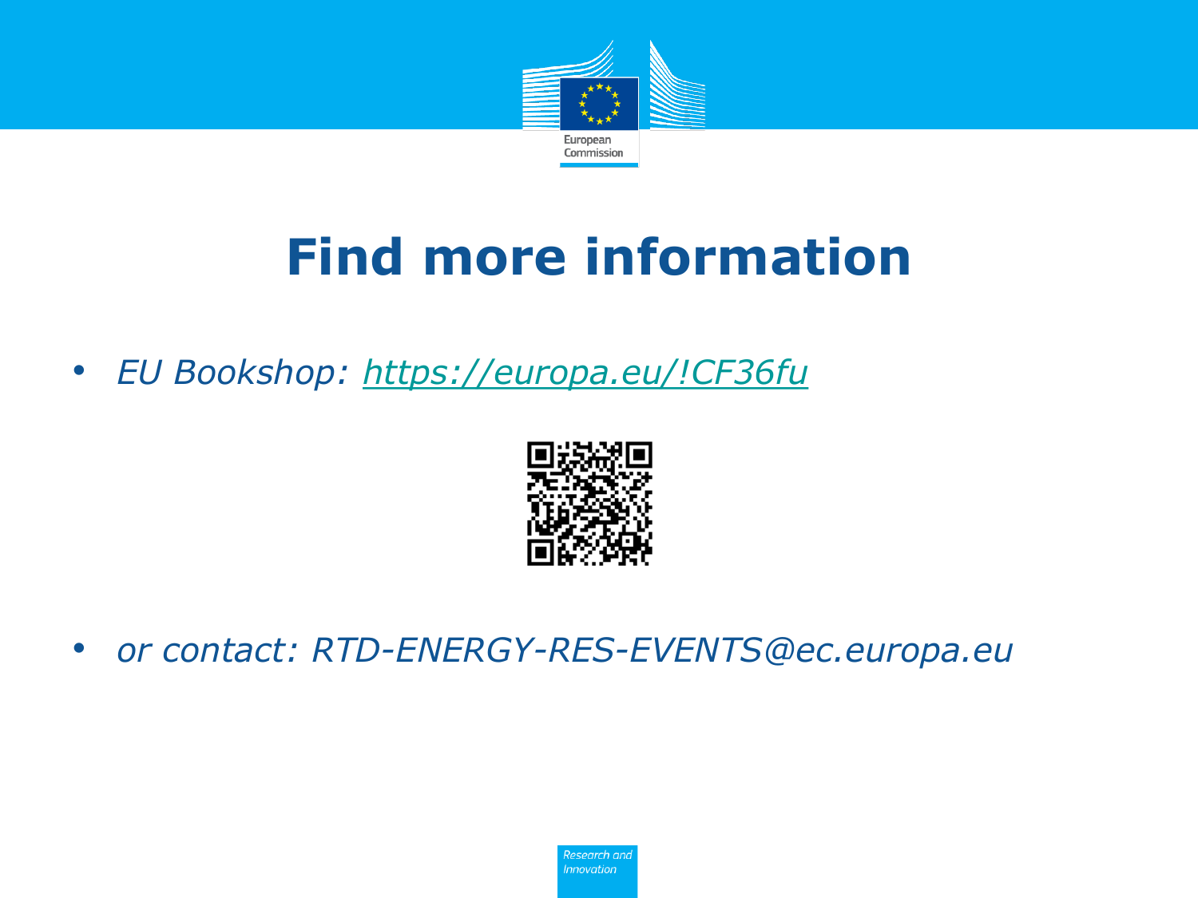# Find more information

- *EU Bookshop: https://europa.eu/!CF36fu*

- *or contact: RTD-ENERGY-RES-EVENTS@ec.europa.eu*